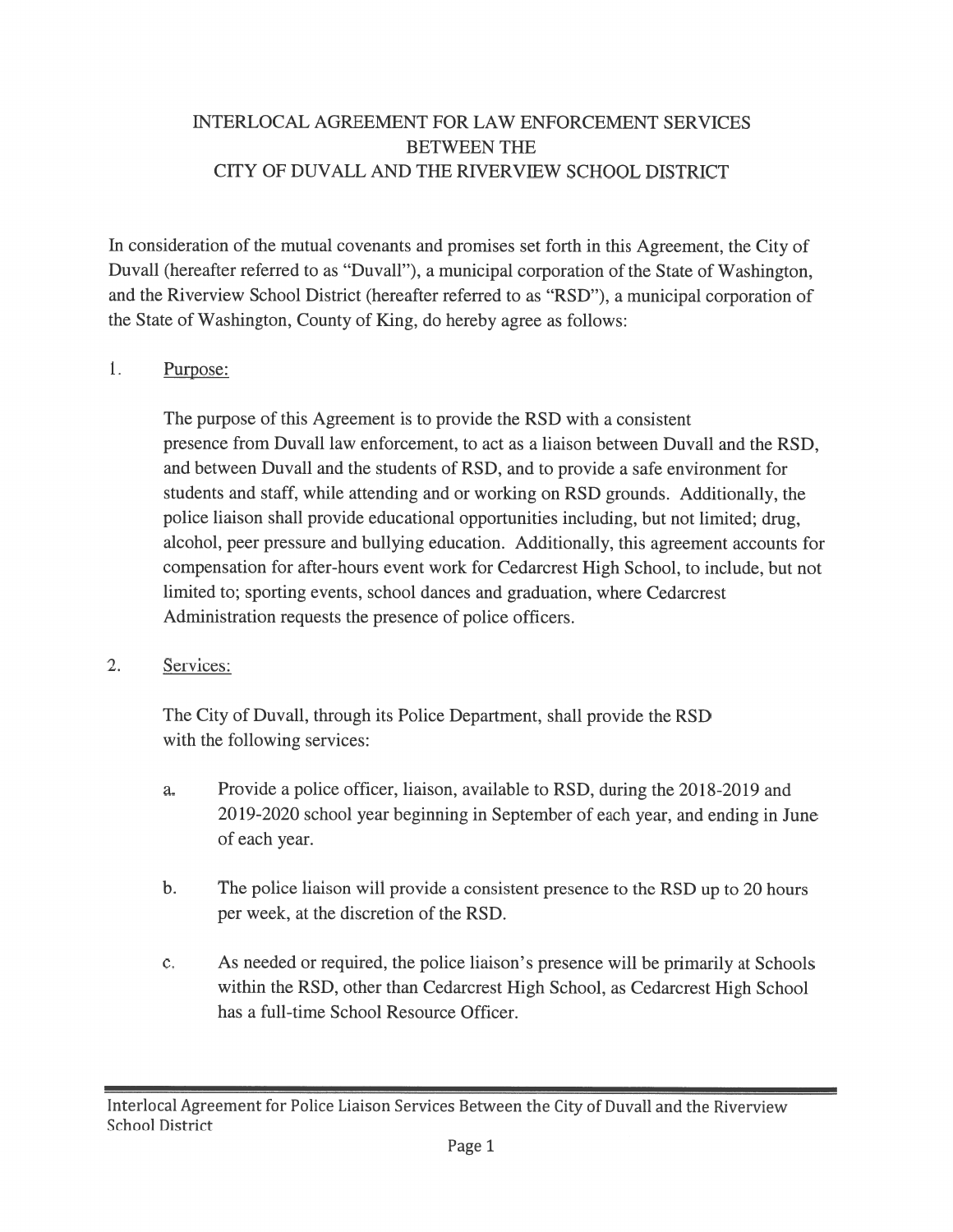# INTERLOCAL AGREEMENT FOR LAW ENFORCEMENT SERVICES BETWEEN THE CITY OF DUVALL AND THE RIVERVIEW SCHOOL DISTRICT

In consideration of the mutual covenants and promises set forth in this Agreement, the City of Duvall (hereafter referred to as "Duvall"), a municipal corporation of the State of Washington, and the Riverview School District (hereafter referred to as "RSD"), a municipal corporation of the State of Washington, County of King, do hereby agree as follows:

1. Purpose:

   The purpose of this Agreement is to provide the RSD with a consistent presence from Duvall law enforcement, to act as a liaison between Duvall and the RSD, and between Duvall and the students of RSD, and to provide a safe environment for students and staff, while attending and or working on RSD grounds. Additionally, the police liaison shall provide educational opportunities including, but not limited; drug, alcohol, peer pressure and bullying education. Additionally, this agreement accounts for compensation for after-hours event work for Cedarcrest High School, to include, but not limited to; sporting events, school dances and graduation, where Cedarcrest Administration requests the presence of police officers.

2. Services:

   The City of Duvall, through its Police Department, shall provide the RSD with the following services:

   a. Provide a police officer, liaison, available to RSD, during the 2018-2019 and 2019-2020 school year beginning in September of each year, and ending in June of each year.

   b. The police liaison will provide a consistent presence to the RSD up to 20 hours per week, at the discretion of the RSD.

   c. As needed or required, the police liaison's presence will be primarily at Schools within the RSD, other than Cedarcrest High School, as Cedarcrest High School has a full-time School Resource Officer.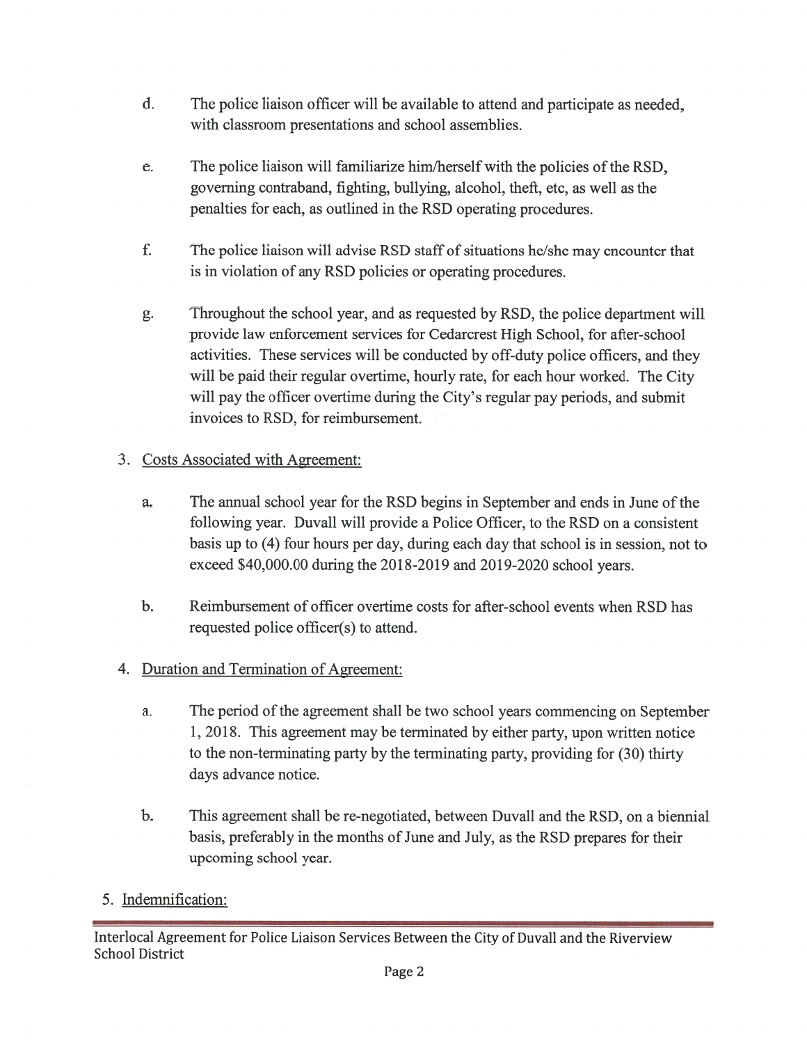d. The police liaison officer will be available to attend and participate as needed, with classroom presentations and school assemblies.

e. The police liaison will familiarize him/herself with the policies of the RSD, governing contraband, fighting, bullying, alcohol, theft, etc, as well as the penalties for each, as outlined in the RSD operating procedures.

f. The police liaison will advise RSD staff of situations he/she may encounter that is in violation of any RSD policies or operating procedures.

g. Throughout the school year, and as requested by RSD, the police department will provide law enforcement services for Cedarcrest High School, for after-school activities. These services will be conducted by off-duty police officers, and they will be paid their regular overtime, hourly rate, for each hour worked. The City will pay the officer overtime during the City's regular pay periods, and submit invoices to RSD, for reimbursement.

3. <u>Costs Associated with Agreement:</u>

   a. The annual school year for the RSD begins in September and ends in June of the following year. Duvall will provide a Police Officer, to the RSD on a consistent basis up to (4) four hours per day, during each day that school is in session, not to exceed $40,000.00 during the 2018-2019 and 2019-2020 school years.

   b. Reimbursement of officer overtime costs for after-school events when RSD has requested police officer(s) to attend.

4. <u>Duration and Termination of Agreement:</u>

   a. The period of the agreement shall be two school years commencing on September 1, 2018. This agreement may be terminated by either party, upon written notice to the non-terminating party by the terminating party, providing for (30) thirty days advance notice.

   b. This agreement shall be re-negotiated, between Duvall and the RSD, on a biennial basis, preferably in the months of June and July, as the RSD prepares for their upcoming school year.

5. <u>Indemnification:</u>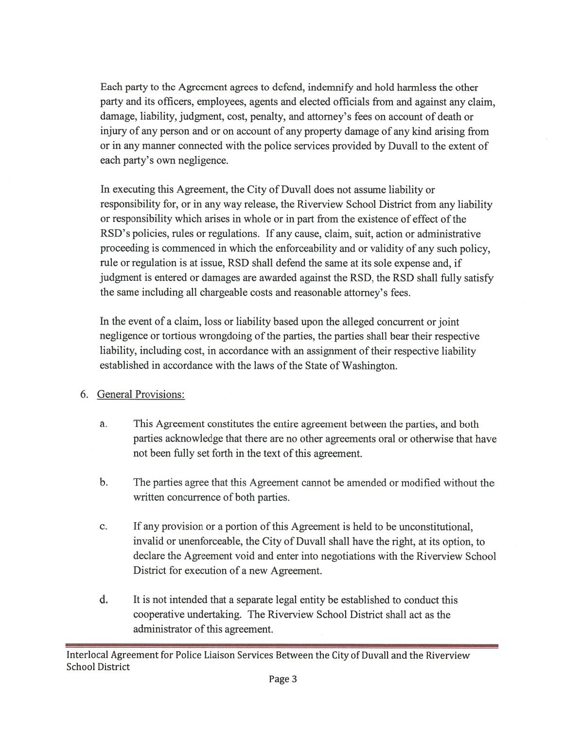Each party to the Agreement agrees to defend, indemnify and hold harmless the other party and its officers, employees, agents and elected officials from and against any claim, damage, liability, judgment, cost, penalty, and attorney's fees on account of death or injury of any person and or on account of any property damage of any kind arising from or in any manner connected with the police services provided by Duvall to the extent of each party's own negligence.

In executing this Agreement, the City of Duvall does not assume liability or responsibility for, or in any way release, the Riverview School District from any liability or responsibility which arises in whole or in part from the existence of effect of the RSD's policies, rules or regulations. If any cause, claim, suit, action or administrative proceeding is commenced in which the enforceability and or validity of any such policy, rule or regulation is at issue, RSD shall defend the same at its sole expense and, if judgment is entered or damages are awarded against the RSD, the RSD shall fully satisfy the same including all chargeable costs and reasonable attorney's fees.

In the event of a claim, loss or liability based upon the alleged concurrent or joint negligence or tortious wrongdoing of the parties, the parties shall bear their respective liability, including cost, in accordance with an assignment of their respective liability established in accordance with the laws of the State of Washington.

6. <u>General Provisions:</u>

   a. This Agreement constitutes the entire agreement between the parties, and both parties acknowledge that there are no other agreements oral or otherwise that have not been fully set forth in the text of this agreement.

   b. The parties agree that this Agreement cannot be amended or modified without the written concurrence of both parties.

   c. If any provision or a portion of this Agreement is held to be unconstitutional, invalid or unenforceable, the City of Duvall shall have the right, at its option, to declare the Agreement void and enter into negotiations with the Riverview School District for execution of a new Agreement.

   d. It is not intended that a separate legal entity be established to conduct this cooperative undertaking. The Riverview School District shall act as the administrator of this agreement.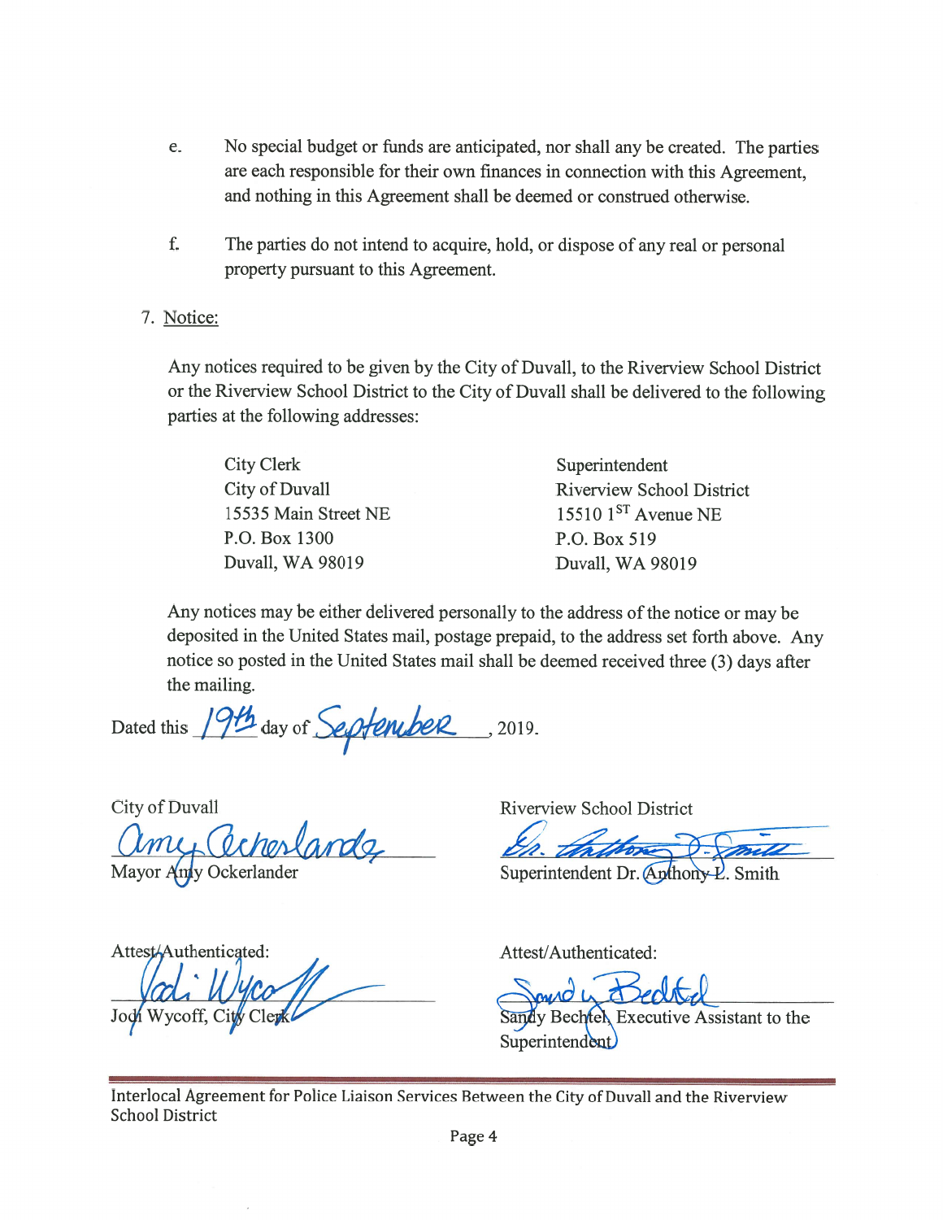e. No special budget or funds are anticipated, nor shall any be created. The parties are each responsible for their own finances in connection with this Agreement, and nothing in this Agreement shall be deemed or construed otherwise.

f. The parties do not intend to acquire, hold, or dispose of any real or personal property pursuant to this Agreement.

7. Notice:

Any notices required to be given by the City of Duvall, to the Riverview School District or the Riverview School District to the City of Duvall shall be delivered to the following parties at the following addresses:

City Clerk
City of Duvall
15535 Main Street NE
P.O. Box 1300
Duvall, WA 98019

Superintendent
Riverview School District
15510 1ST Avenue NE
P.O. Box 519
Duvall, WA 98019

Any notices may be either delivered personally to the address of the notice or may be deposited in the United States mail, postage prepaid, to the address set forth above. Any notice so posted in the United States mail shall be deemed received three (3) days after the mailing.

Dated this 19th day of September, 2019.

City of Duvall

Amy Ockerlander
Mayor Amy Ockerlander

Attest/Authenticated:

Jodi Wycoff
Jodi Wycoff, City Clerk

Riverview School District

Dr. Anthony L. Smith
Superintendent Dr. Anthony L. Smith

Attest/Authenticated:

Sandy Bechtel
Sandy Bechtel, Executive Assistant to the Superintendent

Interlocal Agreement for Police Liaison Services Between the City of Duvall and the Riverview School District